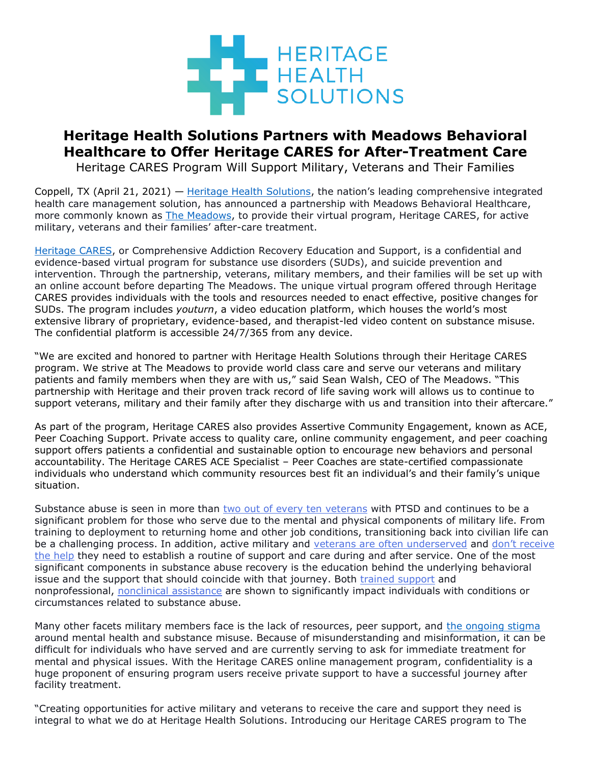HERITAGE HEALTH SOLUTIONS

# Heritage Health Solutions Partners with Meadows Behavioral Healthcare to Offer Heritage CARES for After-Treatment Care

Heritage CARES Program Will Support Military, Veterans and Their Families

Coppell, TX (April 21, 2021) — Heritage Health Solutions, the nation's leading comprehensive integrated health care management solution, has announced a partnership with Meadows Behavioral Healthcare, more commonly known as The Meadows, to provide their virtual program, Heritage CARES, for active military, veterans and their families' after-care treatment.

Heritage CARES, or Comprehensive Addiction Recovery Education and Support, is a confidential and evidence-based virtual program for substance use disorders (SUDs), and suicide prevention and intervention. Through the partnership, veterans, military members, and their families will be set up with an online account before departing The Meadows. The unique virtual program offered through Heritage CARES provides individuals with the tools and resources needed to enact effective, positive changes for SUDs. The program includes *youturn*, a video education platform, which houses the world's most extensive library of proprietary, evidence-based, and therapist-led video content on substance misuse. The confidential platform is accessible 24/7/365 from any device.

"We are excited and honored to partner with Heritage Health Solutions through their Heritage CARES program. We strive at The Meadows to provide world class care and serve our veterans and military patients and family members when they are with us," said Sean Walsh, CEO of The Meadows. "This partnership with Heritage and their proven track record of life saving work will allows us to continue to support veterans, military and their family after they discharge with us and transition into their aftercare."

As part of the program, Heritage CARES also provides Assertive Community Engagement, known as ACE, Peer Coaching Support. Private access to quality care, online community engagement, and peer coaching support offers patients a confidential and sustainable option to encourage new behaviors and personal accountability. The Heritage CARES ACE Specialist – Peer Coaches are state-certified compassionate individuals who understand which community resources best fit an individual's and their family's unique situation.

Substance abuse is seen in more than two out of every ten veterans with PTSD and continues to be a significant problem for those who serve due to the mental and physical components of military life. From training to deployment to returning home and other job conditions, transitioning back into civilian life can be a challenging process. In addition, active military and veterans are often underserved and don't receive the help they need to establish a routine of support and care during and after service. One of the most significant components in substance abuse recovery is the education behind the underlying behavioral issue and the support that should coincide with that journey. Both trained support and nonprofessional, nonclinical assistance are shown to significantly impact individuals with conditions or circumstances related to substance abuse.

Many other facets military members face is the lack of resources, peer support, and the ongoing stigma around mental health and substance misuse. Because of misunderstanding and misinformation, it can be difficult for individuals who have served and are currently serving to ask for immediate treatment for mental and physical issues. With the Heritage CARES online management program, confidentiality is a huge proponent of ensuring program users receive private support to have a successful journey after facility treatment.

"Creating opportunities for active military and veterans to receive the care and support they need is integral to what we do at Heritage Health Solutions. Introducing our Heritage CARES program to The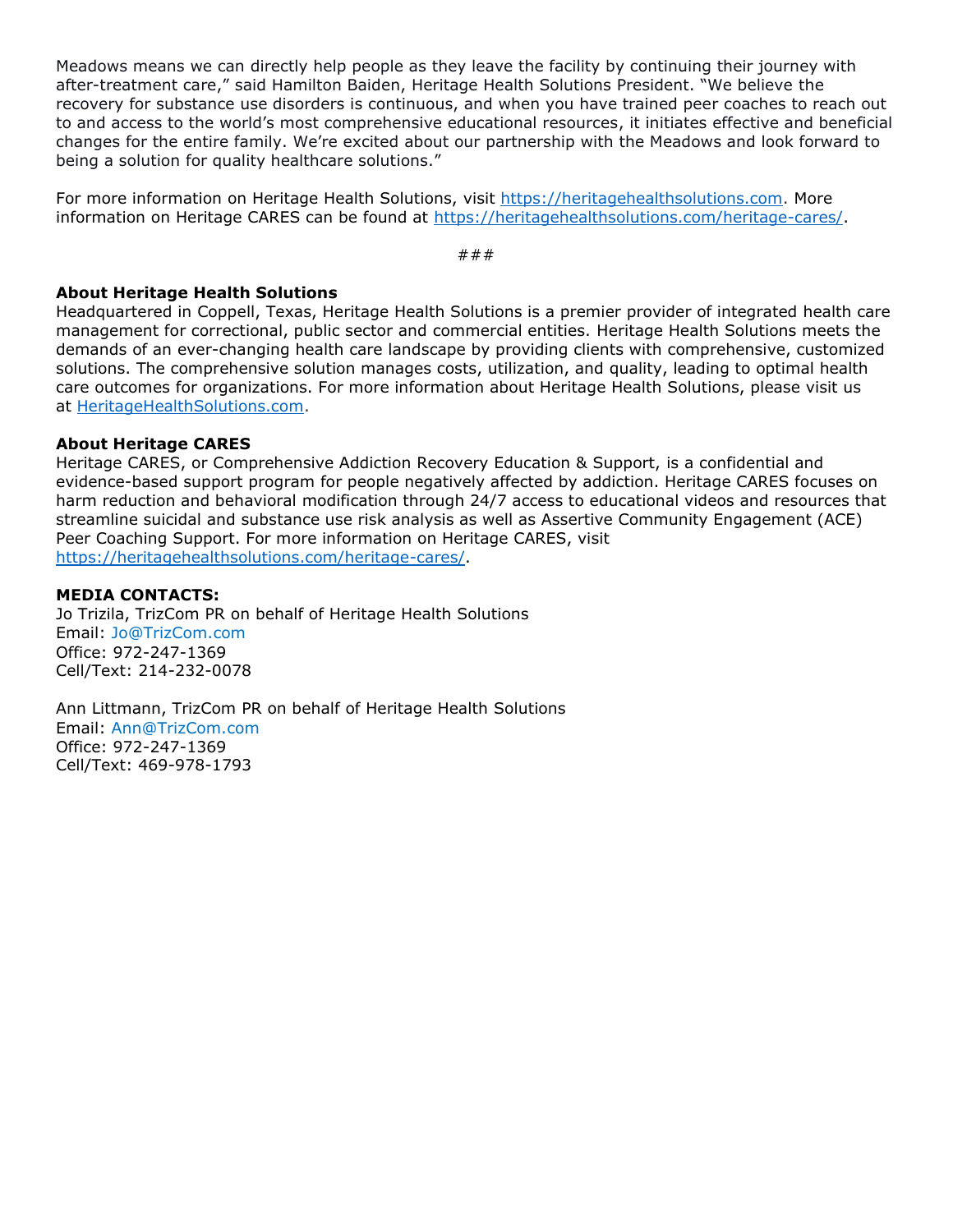Meadows means we can directly help people as they leave the facility by continuing their journey with after-treatment care," said Hamilton Baiden, Heritage Health Solutions President. "We believe the recovery for substance use disorders is continuous, and when you have trained peer coaches to reach out to and access to the world's most comprehensive educational resources, it initiates effective and beneficial changes for the entire family. We're excited about our partnership with the Meadows and look forward to being a solution for quality healthcare solutions."

For more information on Heritage Health Solutions, visit https://heritagehealthsolutions.com. More information on Heritage CARES can be found at https://heritagehealthsolutions.com/heritage-cares/.

###

**About Heritage Health Solutions**
Headquartered in Coppell, Texas, Heritage Health Solutions is a premier provider of integrated health care management for correctional, public sector and commercial entities. Heritage Health Solutions meets the demands of an ever-changing health care landscape by providing clients with comprehensive, customized solutions. The comprehensive solution manages costs, utilization, and quality, leading to optimal health care outcomes for organizations. For more information about Heritage Health Solutions, please visit us at HeritageHealthSolutions.com.

**About Heritage CARES**
Heritage CARES, or Comprehensive Addiction Recovery Education & Support, is a confidential and evidence-based support program for people negatively affected by addiction. Heritage CARES focuses on harm reduction and behavioral modification through 24/7 access to educational videos and resources that streamline suicidal and substance use risk analysis as well as Assertive Community Engagement (ACE) Peer Coaching Support. For more information on Heritage CARES, visit https://heritagehealthsolutions.com/heritage-cares/.

**MEDIA CONTACTS:**
Jo Trizila, TrizCom PR on behalf of Heritage Health Solutions
Email: Jo@TrizCom.com
Office: 972-247-1369
Cell/Text: 214-232-0078

Ann Littmann, TrizCom PR on behalf of Heritage Health Solutions
Email: Ann@TrizCom.com
Office: 972-247-1369
Cell/Text: 469-978-1793